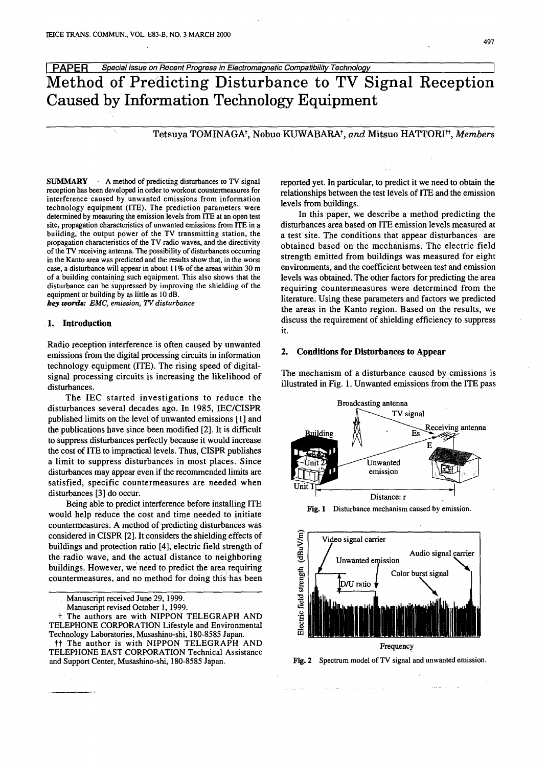PAPER *Special Issue on Recent Progress in Electromagnetic Compatibility Technology*

# Method of Predicting Disturbance to TV Signal Reception Caused by Information Technology Equipment

Tetsuya TOMINAGA†, Nobuo KUWABARA†, *and* Mitsuo HATTORI††, *Members*

**SUMMARY** A method of predicting disturbances to TV signal reception has been developed in order to workout countermeasures for interference caused by unwanted emissions from information technology equipment (ITE). The prediction parameters were determined by measuring the emission levels from ITE at an open test site, propagation characteristics of unwanted emissions from ITE in a building, the output power of the TV transmitting station, the propagation characteristics of the TV radio waves, and the directivity of the TV receiving antenna. The possibility of disturbances occurring in the Kanto area was predicted and the results show that, in the worst case, a disturbance will appear in about 11% of the areas within 30 m of a building containing such equipment. This also shows that the disturbance can be suppressed by improving the shielding of the equipment or building by as little as 10 dB.

***key words:*** *EMC, emission, TV disturbance*

## 1. Introduction

Radio reception interference is often caused by unwanted emissions from the digital processing circuits in information technology equipment (ITE). The rising speed of digital-signal processing circuits is increasing the likelihood of disturbances.

The IEC started investigations to reduce the disturbances several decades ago. In 1985, IEC/CISPR published limits on the level of unwanted emissions [1] and the publications have since been modified [2]. It is difficult to suppress disturbances perfectly because it would increase the cost of ITE to impractical levels. Thus, CISPR publishes a limit to suppress disturbances in most places. Since disturbances may appear even if the recommended limits are satisfied, specific countermeasures are needed when disturbances [3] do occur.

Being able to predict interference before installing ITE would help reduce the cost and time needed to initiate countermeasures. A method of predicting disturbances was considered in CISPR [2]. It considers the shielding effects of buildings and protection ratio [4], electric field strength of the radio wave, and the actual distance to neighboring buildings. However, we need to predict the area requiring countermeasures, and no method for doing this has been reported yet. In particular, to predict it we need to obtain the relationships between the test levels of ITE and the emission levels from buildings.

In this paper, we describe a method predicting the disturbances area based on ITE emission levels measured at a test site. The conditions that appear disturbances are obtained based on the mechanisms. The electric field strength emitted from buildings was measured for eight environments, and the coefficient between test and emission levels was obtained. The other factors for predicting the area requiring countermeasures were determined from the literature. Using these parameters and factors we predicted the areas in the Kanto region. Based on the results, we discuss the requirement of shielding efficiency to suppress it.

## 2. Conditions for Disturbances to Appear

The mechanism of a disturbance caused by emissions is illustrated in Fig. 1. Unwanted emissions from the ITE pass

**Fig. 1** Disturbance mechanism caused by emission.

**Fig. 2** Spectrum model of TV signal and unwanted emission.

Manuscript received June 29, 1999.

Manuscript revised October 1, 1999.

† The authors are with NIPPON TELEGRAPH AND TELEPHONE CORPORATION Lifestyle and Environmental Technology Laboratories, Musashino-shi, 180-8585 Japan.

†† The author is with NIPPON TELEGRAPH AND TELEPHONE EAST CORPORATION Technical Assistance and Support Center, Musashino-shi, 180-8585 Japan.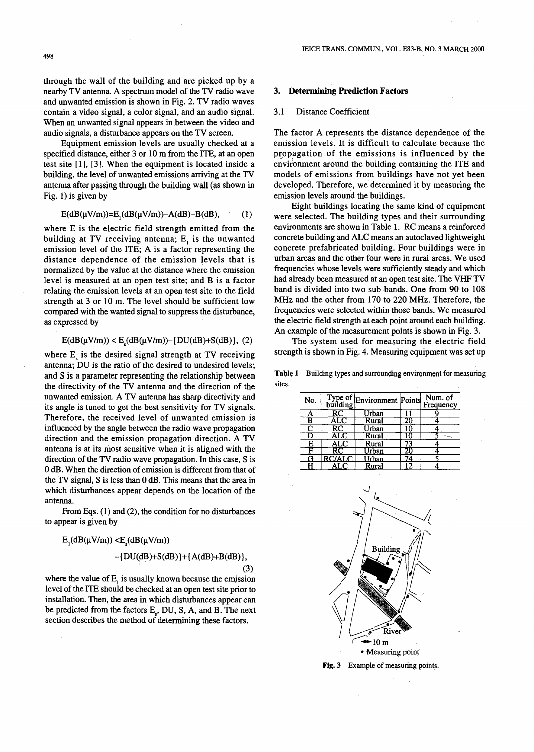through the wall of the building and are picked up by a nearby TV antenna. A spectrum model of the TV radio wave and unwanted emission is shown in Fig. 2. TV radio waves contain a video signal, a color signal, and an audio signal. When an unwanted signal appears in between the video and audio signals, a disturbance appears on the TV screen.

Equipment emission levels are usually checked at a specified distance, either 3 or 10 m from the ITE, at an open test site [1], [3]. When the equipment is located inside a building, the level of unwanted emissions arriving at the TV antenna after passing through the building wall (as shown in Fig. 1) is given by

$$E(\mathrm{dB}(\mu\mathrm{V/m})) = E_1(\mathrm{dB}(\mu\mathrm{V/m})) - A(\mathrm{dB}) - B(\mathrm{dB}), \quad (1)$$

where E is the electric field strength emitted from the building at TV receiving antenna; $E_1$ is the unwanted emission level of the ITE; A is a factor representing the distance dependence of the emission levels that is normalized by the value at the distance where the emission level is measured at an open test site; and B is a factor relating the emission levels at an open test site to the field strength at 3 or 10 m. The level should be sufficient low compared with the wanted signal to suppress the disturbance, as expressed by

$$E(\mathrm{dB}(\mu\mathrm{V/m})) < E_s(\mathrm{dB}(\mu\mathrm{V/m})) - \{DU(\mathrm{dB}) + S(\mathrm{dB})\}, \quad (2)$$

where $E_s$ is the desired signal strength at TV receiving antenna; DU is the ratio of the desired to undesired levels; and S is a parameter representing the relationship between the directivity of the TV antenna and the direction of the unwanted emission. A TV antenna has sharp directivity and its angle is tuned to get the best sensitivity for TV signals. Therefore, the received level of unwanted emission is influenced by the angle between the radio wave propagation direction and the emission propagation direction. A TV antenna is at its most sensitive when it is aligned with the direction of the TV radio wave propagation. In this case, S is 0 dB. When the direction of emission is different from that of the TV signal, S is less than 0 dB. This means that the area in which disturbances appear depends on the location of the antenna.

From Eqs. (1) and (2), the condition for no disturbances to appear is given by

$$E_1(\mathrm{dB}(\mu\mathrm{V/m})) < E_s(\mathrm{dB}(\mu\mathrm{V/m})) - \{DU(\mathrm{dB}) + S(\mathrm{dB})\} + \{A(\mathrm{dB}) + B(\mathrm{dB})\}, \quad (3)$$

where the value of $E_1$ is usually known because the emission level of the ITE should be checked at an open test site prior to installation. Then, the area in which disturbances appear can be predicted from the factors $E_s$, DU, S, A, and B. The next section describes the method of determining these factors.

## 3. Determining Prediction Factors

### 3.1 Distance Coefficient

The factor A represents the distance dependence of the emission levels. It is difficult to calculate because the propagation of the emissions is influenced by the environment around the building containing the ITE and models of emissions from buildings have not yet been developed. Therefore, we determined it by measuring the emission levels around the buildings.

Eight buildings locating the same kind of equipment were selected. The building types and their surrounding environments are shown in Table 1. RC means a reinforced concrete building and ALC means an autoclaved lightweight concrete prefabricated building. Four buildings were in urban areas and the other four were in rural areas. We used frequencies whose levels were sufficiently steady and which had already been measured at an open test site. The VHF TV band is divided into two sub-bands. One from 90 to 108 MHz and the other from 170 to 220 MHz. Therefore, the frequencies were selected within those bands. We measured the electric field strength at each point around each building. An example of the measurement points is shown in Fig. 3.

The system used for measuring the electric field strength is shown in Fig. 4. Measuring equipment was set up

**Table 1** Building types and surrounding environment for measuring sites.

| No. | Type of building | Environment | Points | Num. of Frequency |
|---|---|---|---|---|
| A | RC | Urban | 11 | 9 |
| B | ALC | Rural | 20 | 4 |
| C | RC | Urban | 10 | 4 |
| D | ALC | Rural | 10 | 5 |
| E | ALC | Rural | 73 | 4 |
| F | RC | Urban | 20 | 4 |
| G | RC/ALC | Urban | 74 | 5 |
| H | ALC | Rural | 12 | 4 |

Building

River

10 m

• Measuring point

**Fig. 3** Example of measuring points.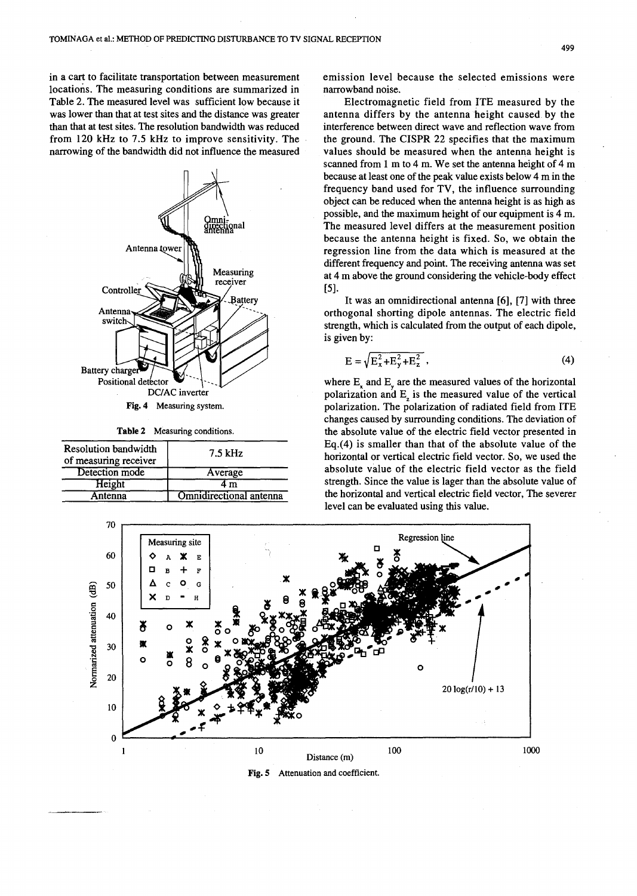in a cart to facilitate transportation between measurement locations. The measuring conditions are summarized in Table 2. The measured level was sufficient low because it was lower than that at test sites and the distance was greater than that at test sites. The resolution bandwidth was reduced from 120 kHz to 7.5 kHz to improve sensitivity. The narrowing of the bandwidth did not influence the measured emission level because the selected emissions were narrowband noise.

Fig. 4 Measuring system.

Table 2 Measuring conditions.

| Resolution bandwidth of measuring receiver | 7.5 kHz |
|---|---|
| Detection mode | Average |
| Height | 4 m |
| Antenna | Omnidirectional antenna |

Electromagnetic field from ITE measured by the antenna differs by the antenna height caused by the interference between direct wave and reflection wave from the ground. The CISPR 22 specifies that the maximum values should be measured when the antenna height is scanned from 1 m to 4 m. We set the antenna height of 4 m because at least one of the peak value exists below 4 m in the frequency band used for TV, the influence surrounding object can be reduced when the antenna height is as high as possible, and the maximum height of our equipment is 4 m. The measured level differs at the measurement position because the antenna height is fixed. So, we obtain the regression line from the data which is measured at the different frequency and point. The receiving antenna was set at 4 m above the ground considering the vehicle-body effect [5].

It was an omnidirectional antenna [6], [7] with three orthogonal shorting dipole antennas. The electric field strength, which is calculated from the output of each dipole, is given by:

$$E = \sqrt{E_x^2+E_y^2+E_z^2}\ , \tag{4}$$

where $E_x$ and $E_y$ are the measured values of the horizontal polarization and $E_z$ is the measured value of the vertical polarization. The polarization of radiated field from ITE changes caused by surrounding conditions. The deviation of the absolute value of the electric field vector presented in Eq.(4) is smaller than that of the absolute value of the horizontal or vertical electric field vector. So, we used the absolute value of the electric field vector as the field strength. Since the value is lager than the absolute value of the horizontal and vertical electric field vector, The severer level can be evaluated using this value.

Fig. 5 Attenuation and coefficient.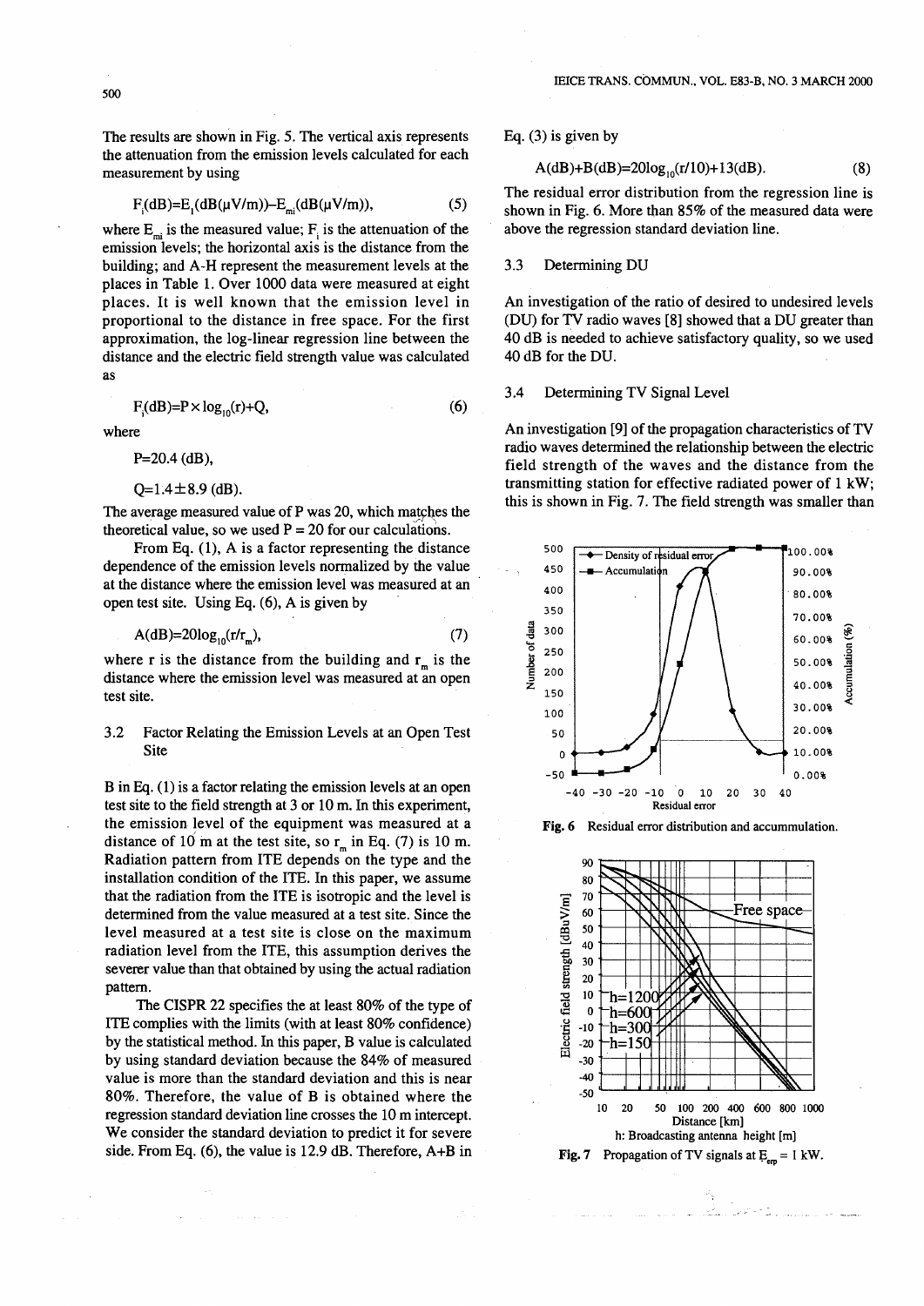The results are shown in Fig. 5. The vertical axis represents the attenuation from the emission levels calculated for each measurement by using

$$F_i(\text{dB}) = E_i(\text{dB}(\mu\text{V/m})) - E_{mi}(\text{dB}(\mu\text{V/m})), \tag{5}$$

where $E_{mi}$ is the measured value; $F_i$ is the attenuation of the emission levels; the horizontal axis is the distance from the building; and A-H represent the measurement levels at the places in Table 1. Over 1000 data were measured at eight places. It is well known that the emission level in proportional to the distance in free space. For the first approximation, the log-linear regression line between the distance and the electric field strength value was calculated as

$$F_i(\text{dB}) = P \times \log_{10}(r) + Q, \tag{6}$$

where

$P = 20.4$ (dB),

$Q = 1.4 \pm 8.9$ (dB).

The average measured value of P was 20, which matches the theoretical value, so we used P = 20 for our calculations.

From Eq. (1), A is a factor representing the distance dependence of the emission levels normalized by the value at the distance where the emission level was measured at an open test site. Using Eq. (6), A is given by

$$A(\text{dB}) = 20\log_{10}(r/r_m), \tag{7}$$

where r is the distance from the building and $r_m$ is the distance where the emission level was measured at an open test site.

### 3.2 Factor Relating the Emission Levels at an Open Test Site

B in Eq. (1) is a factor relating the emission levels at an open test site to the field strength at 3 or 10 m. In this experiment, the emission level of the equipment was measured at a distance of 10 m at the test site, so $r_m$ in Eq. (7) is 10 m. Radiation pattern from ITE depends on the type and the installation condition of the ITE. In this paper, we assume that the radiation from the ITE is isotropic and the level is determined from the value measured at a test site. Since the level measured at a test site is close on the maximum radiation level from the ITE, this assumption derives the severer value than that obtained by using the actual radiation pattern.

The CISPR 22 specifies the at least 80% of the type of ITE complies with the limits (with at least 80% confidence) by the statistical method. In this paper, B value is calculated by using standard deviation because the 84% of measured value is more than the standard deviation and this is near 80%. Therefore, the value of B is obtained where the regression standard deviation line crosses the 10 m intercept. We consider the standard deviation to predict it for severe side. From Eq. (6), the value is 12.9 dB. Therefore, A+B in Eq. (3) is given by

$$A(\text{dB}) + B(\text{dB}) = 20\log_{10}(r/10) + 13(\text{dB}). \tag{8}$$

The residual error distribution from the regression line is shown in Fig. 6. More than 85% of the measured data were above the regression standard deviation line.

### 3.3 Determining DU

An investigation of the ratio of desired to undesired levels (DU) for TV radio waves [8] showed that a DU greater than 40 dB is needed to achieve satisfactory quality, so we used 40 dB for the DU.

### 3.4 Determining TV Signal Level

An investigation [9] of the propagation characteristics of TV radio waves determined the relationship between the electric field strength of the waves and the distance from the transmitting station for effective radiated power of 1 kW; this is shown in Fig. 7. The field strength was smaller than

**Fig. 6** Residual error distribution and accummulation.

**Fig. 7** Propagation of TV signals at $E_{erp} = 1$ kW.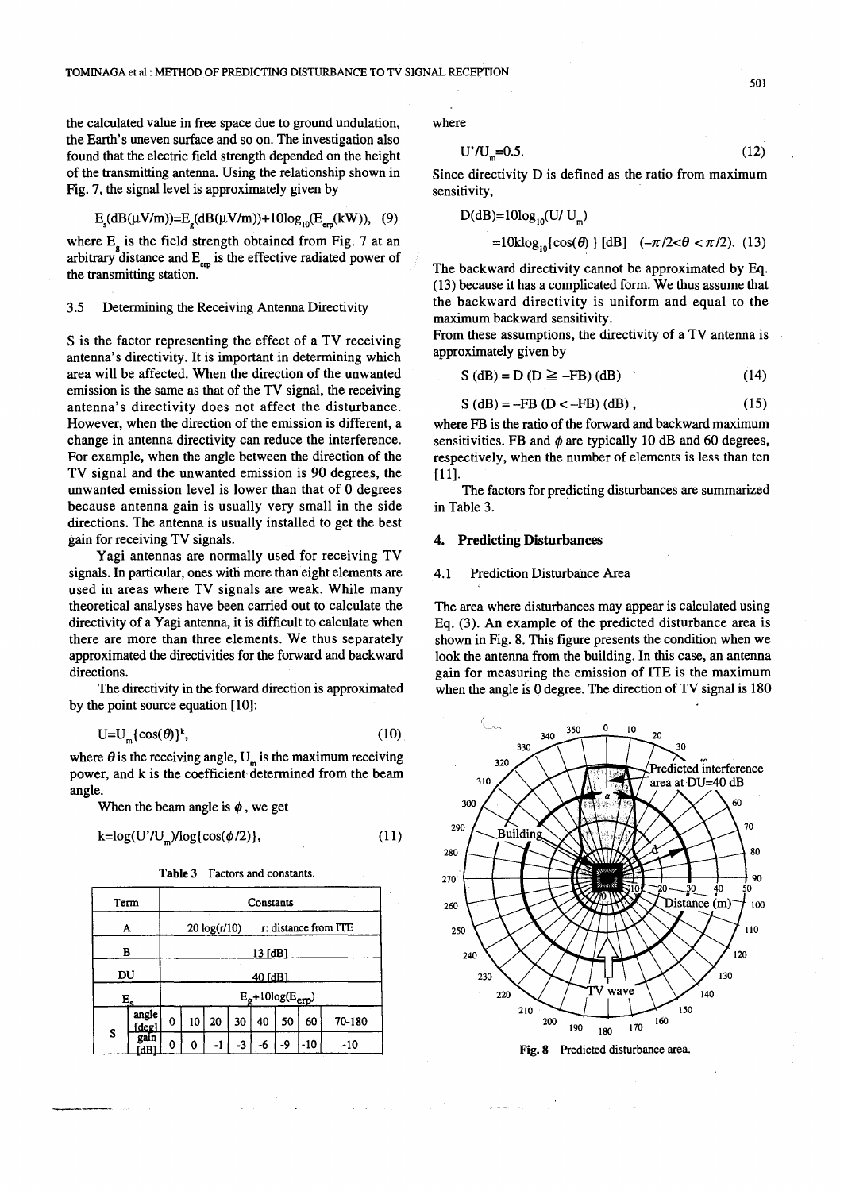the calculated value in free space due to ground undulation, the Earth's uneven surface and so on. The investigation also found that the electric field strength depended on the height of the transmitting antenna. Using the relationship shown in Fig. 7, the signal level is approximately given by

$$E_s(\text{dB}(\mu\text{V/m}))=E_g(\text{dB}(\mu\text{V/m}))+10\log_{10}(E_{erp}(\text{kW})), \quad (9)$$

where $E_g$ is the field strength obtained from Fig. 7 at an arbitrary distance and $E_{erp}$ is the effective radiated power of the transmitting station.

### 3.5 Determining the Receiving Antenna Directivity

S is the factor representing the effect of a TV receiving antenna's directivity. It is important in determining which area will be affected. When the direction of the unwanted emission is the same as that of the TV signal, the receiving antenna's directivity does not affect the disturbance. However, when the direction of the emission is different, a change in antenna directivity can reduce the interference. For example, when the angle between the direction of the TV signal and the unwanted emission is 90 degrees, the unwanted emission level is lower than that of 0 degrees because antenna gain is usually very small in the side directions. The antenna is usually installed to get the best gain for receiving TV signals.

Yagi antennas are normally used for receiving TV signals. In particular, ones with more than eight elements are used in areas where TV signals are weak. While many theoretical analyses have been carried out to calculate the directivity of a Yagi antenna, it is difficult to calculate when there are more than three elements. We thus separately approximated the directivities for the forward and backward directions.

The directivity in the forward direction is approximated by the point source equation [10]:

$$U=U_m\{\cos(\theta)\}^k, \quad (10)$$

where $\theta$ is the receiving angle, $U_m$ is the maximum receiving power, and k is the coefficient determined from the beam angle.

When the beam angle is $\phi$, we get

$$k=\log(U'/U_m)/\log\{\cos(\phi/2)\}, \quad (11)$$

**Table 3** Factors and constants.

| Term | | Constants | | | | | | | |
|---|---|---|---|---|---|---|---|---|---|
| A | | 20 log(r/10) r: distance from ITE | | | | | | | |
| B | | 13 [dB] | | | | | | | |
| DU | | 40 [dB] | | | | | | | |
| $E_s$ | | $E_g$+10log($E_{erp}$) | | | | | | | |
| S | angle [deg] | 0 | 10 | 20 | 30 | 40 | 50 | 60 | 70-180 |
| | gain [dB] | 0 | 0 | -1 | -3 | -6 | -9 | -10 | -10 |

where

$$U'/U_m=0.5. \quad (12)$$

Since directivity D is defined as the ratio from maximum sensitivity,

$$D(\text{dB})=10\log_{10}(U/U_m)$$
$$=10k\log_{10}\{\cos(\theta)\}\ [\text{dB}] \quad (-\pi/2<\theta<\pi/2). \quad (13)$$

The backward directivity cannot be approximated by Eq. (13) because it has a complicated form. We thus assume that the backward directivity is uniform and equal to the maximum backward sensitivity.

From these assumptions, the directivity of a TV antenna is approximately given by

$$S\ (\text{dB}) = D\ (D \geqq -FB)\ (\text{dB}) \quad (14)$$

$$S\ (\text{dB}) = -FB\ (D < -FB)\ (\text{dB}), \quad (15)$$

where FB is the ratio of the forward and backward maximum sensitivities. FB and $\phi$ are typically 10 dB and 60 degrees, respectively, when the number of elements is less than ten [11].

The factors for predicting disturbances are summarized in Table 3.

## 4. Predicting Disturbances

### 4.1 Prediction Disturbance Area

The area where disturbances may appear is calculated using Eq. (3). An example of the predicted disturbance area is shown in Fig. 8. This figure presents the condition when we look the antenna from the building. In this case, an antenna gain for measuring the emission of ITE is the maximum when the angle is 0 degree. The direction of TV signal is 180

**Fig. 8** Predicted disturbance area.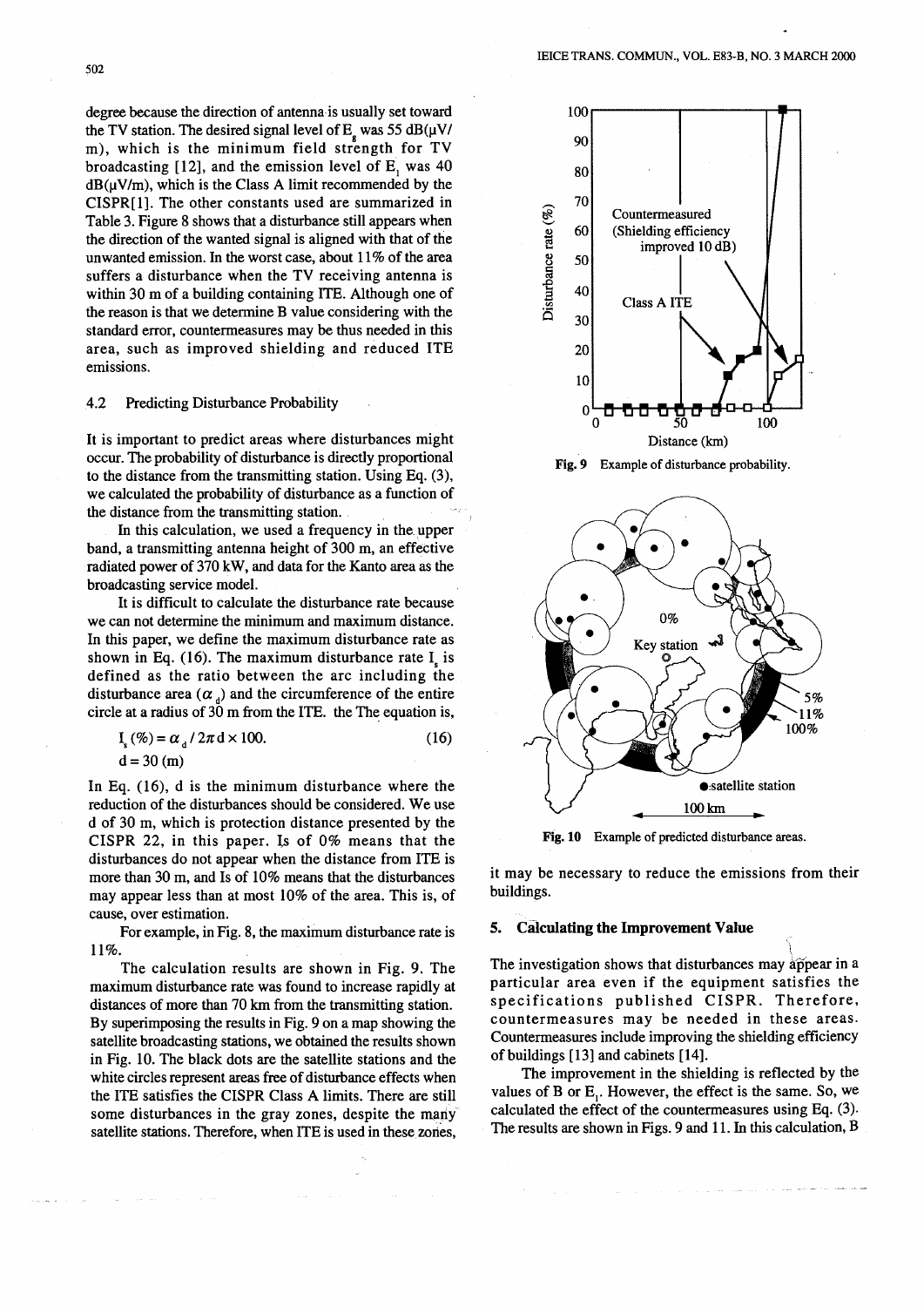degree because the direction of antenna is usually set toward the TV station. The desired signal level of $E_g$ was 55 dB(μV/m), which is the minimum field strength for TV broadcasting [12], and the emission level of $E_1$ was 40 dB(μV/m), which is the Class A limit recommended by the CISPR[1]. The other constants used are summarized in Table 3. Figure 8 shows that a disturbance still appears when the direction of the wanted signal is aligned with that of the unwanted emission. In the worst case, about 11% of the area suffers a disturbance when the TV receiving antenna is within 30 m of a building containing ITE. Although one of the reason is that we determine B value considering with the standard error, countermeasures may be thus needed in this area, such as improved shielding and reduced ITE emissions.

### 4.2 Predicting Disturbance Probability

It is important to predict areas where disturbances might occur. The probability of disturbance is directly proportional to the distance from the transmitting station. Using Eq. (3), we calculated the probability of disturbance as a function of the distance from the transmitting station.

In this calculation, we used a frequency in the upper band, a transmitting antenna height of 300 m, an effective radiated power of 370 kW, and data for the Kanto area as the broadcasting service model.

It is difficult to calculate the disturbance rate because we can not determine the minimum and maximum distance. In this paper, we define the maximum disturbance rate as shown in Eq. (16). The maximum disturbance rate $I_s$ is defined as the ratio between the arc including the disturbance area ($\alpha_d$) and the circumference of the entire circle at a radius of 30 m from the ITE. the The equation is,

$$I_s(\%) = \alpha_d / 2\pi d \times 100. \tag{16}$$

$$d = 30 \text{ (m)}$$

In Eq. (16), d is the minimum disturbance where the reduction of the disturbances should be considered. We use d of 30 m, which is protection distance presented by the CISPR 22, in this paper. Is of 0% means that the disturbances do not appear when the distance from ITE is more than 30 m, and Is of 10% means that the disturbances may appear less than at most 10% of the area. This is, of cause, over estimation.

For example, in Fig. 8, the maximum disturbance rate is 11%.

The calculation results are shown in Fig. 9. The maximum disturbance rate was found to increase rapidly at distances of more than 70 km from the transmitting station. By superimposing the results in Fig. 9 on a map showing the satellite broadcasting stations, we obtained the results shown in Fig. 10. The black dots are the satellite stations and the white circles represent areas free of disturbance effects when the ITE satisfies the CISPR Class A limits. There are still some disturbances in the gray zones, despite the many satellite stations. Therefore, when ITE is used in these zones, it may be necessary to reduce the emissions from their buildings.

Disturbance rate (%)
100
90
80
70
60
50
40
30
20
10
0
0
50
100
Distance (km)
Countermeasured
(Shielding efficiency
improved 10 dB)
Class A ITE

Fig. 9 Example of disturbance probability.

0%
Key station
5%
11%
100%
●:satellite station
100 km

Fig. 10 Example of predicted disturbance areas.

## 5. Calculating the Improvement Value

The investigation shows that disturbances may appear in a particular area even if the equipment satisfies the specifications published CISPR. Therefore, countermeasures may be needed in these areas. Countermeasures include improving the shielding efficiency of buildings [13] and cabinets [14].

The improvement in the shielding is reflected by the values of B or $E_1$. However, the effect is the same. So, we calculated the effect of the countermeasures using Eq. (3). The results are shown in Figs. 9 and 11. In this calculation, B